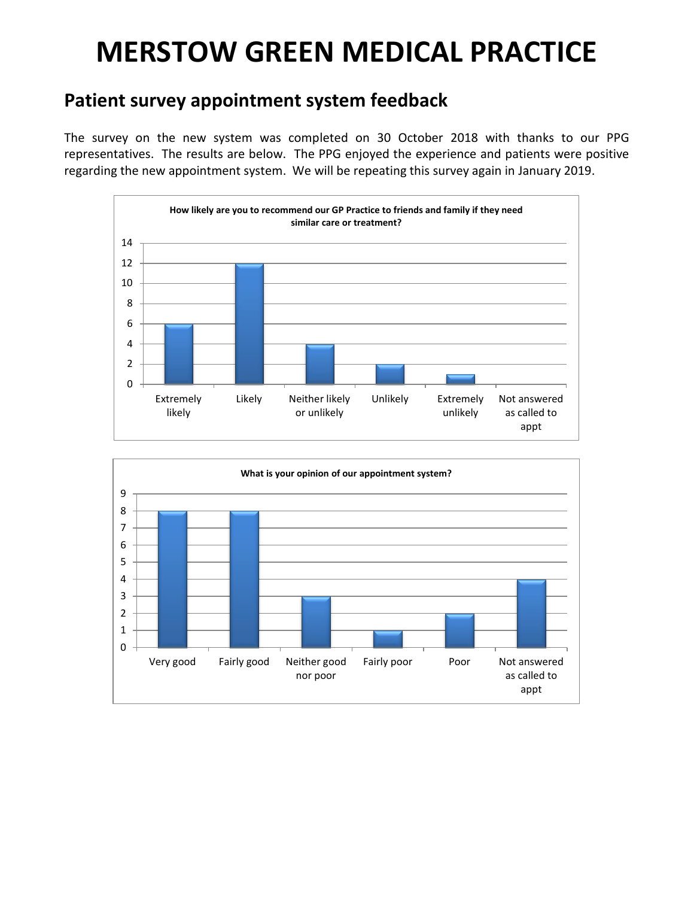# MERSTOW GREEN MEDICAL PRACTICE

## Patient survey appointment system feedback

The survey on the new system was completed on 30 October 2018 with thanks to our PPG representatives. The results are below. The PPG enjoyed the experience and patients were positive regarding the new appointment system. We will be repeating this survey again in January 2019.

**How likely are you to recommend our GP Practice to friends and family if they need similar care or treatment?**

| Response | Count |
|---|---|
| Extremely likely | 6 |
| Likely | 12 |
| Neither likely or unlikely | 4 |
| Unlikely | 2 |
| Extremely unlikely | 1 |
| Not answered as called to appt | 0 |

**What is your opinion of our appointment system?**

| Response | Count |
|---|---|
| Very good | 8 |
| Fairly good | 8 |
| Neither good nor poor | 3 |
| Fairly poor | 1 |
| Poor | 2 |
| Not answered as called to appt | 4 |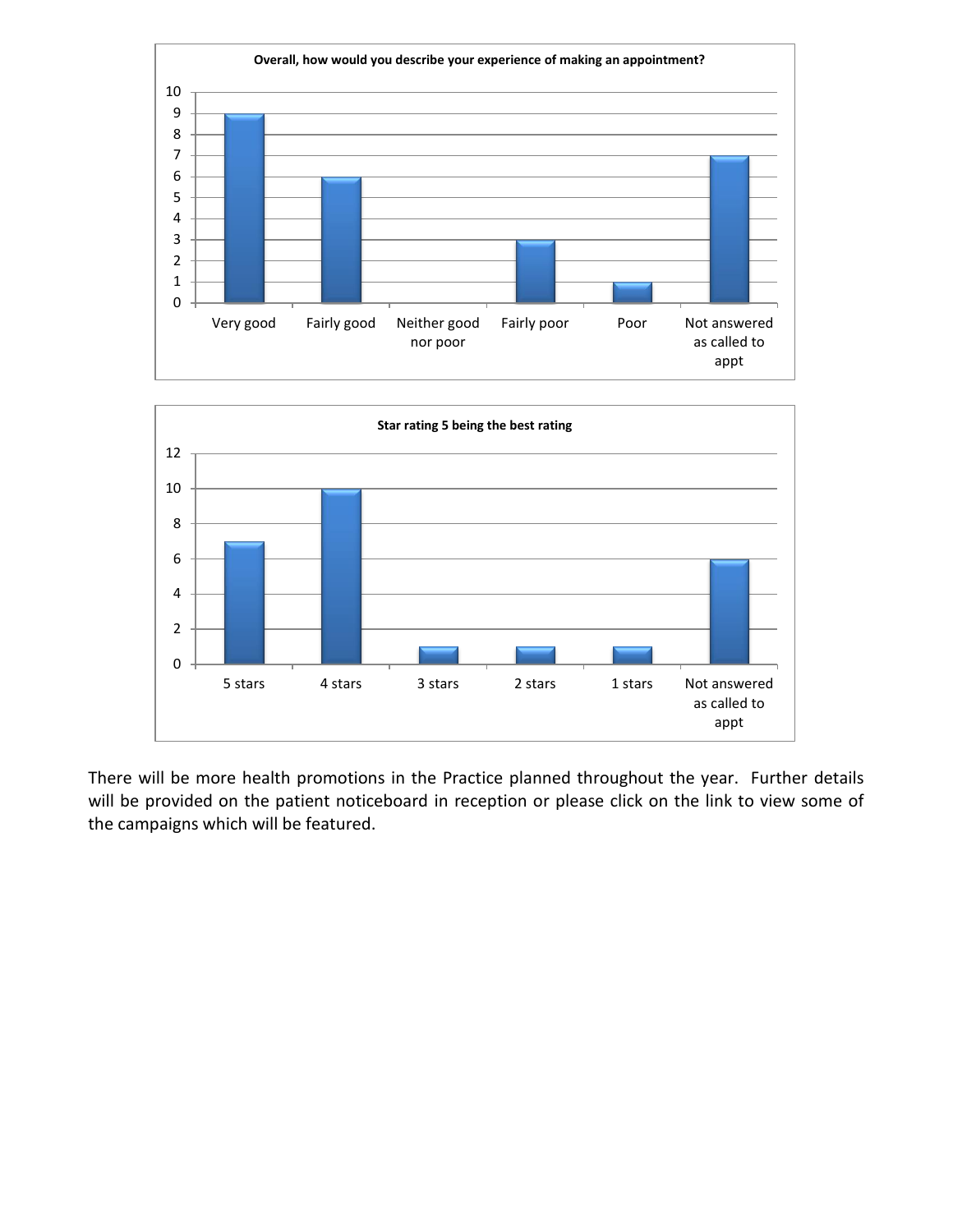Overall, how would you describe your experience of making an appointment?

10
9
8
7
6
5
4
3
2
1
0

Very good
Fairly good
Neither good nor poor
Fairly poor
Poor
Not answered as called to appt

Star rating 5 being the best rating

12
10
8
6
4
2
0

5 stars
4 stars
3 stars
2 stars
1 stars
Not answered as called to appt

There will be more health promotions in the Practice planned throughout the year. Further details will be provided on the patient noticeboard in reception or please click on the link to view some of the campaigns which will be featured.